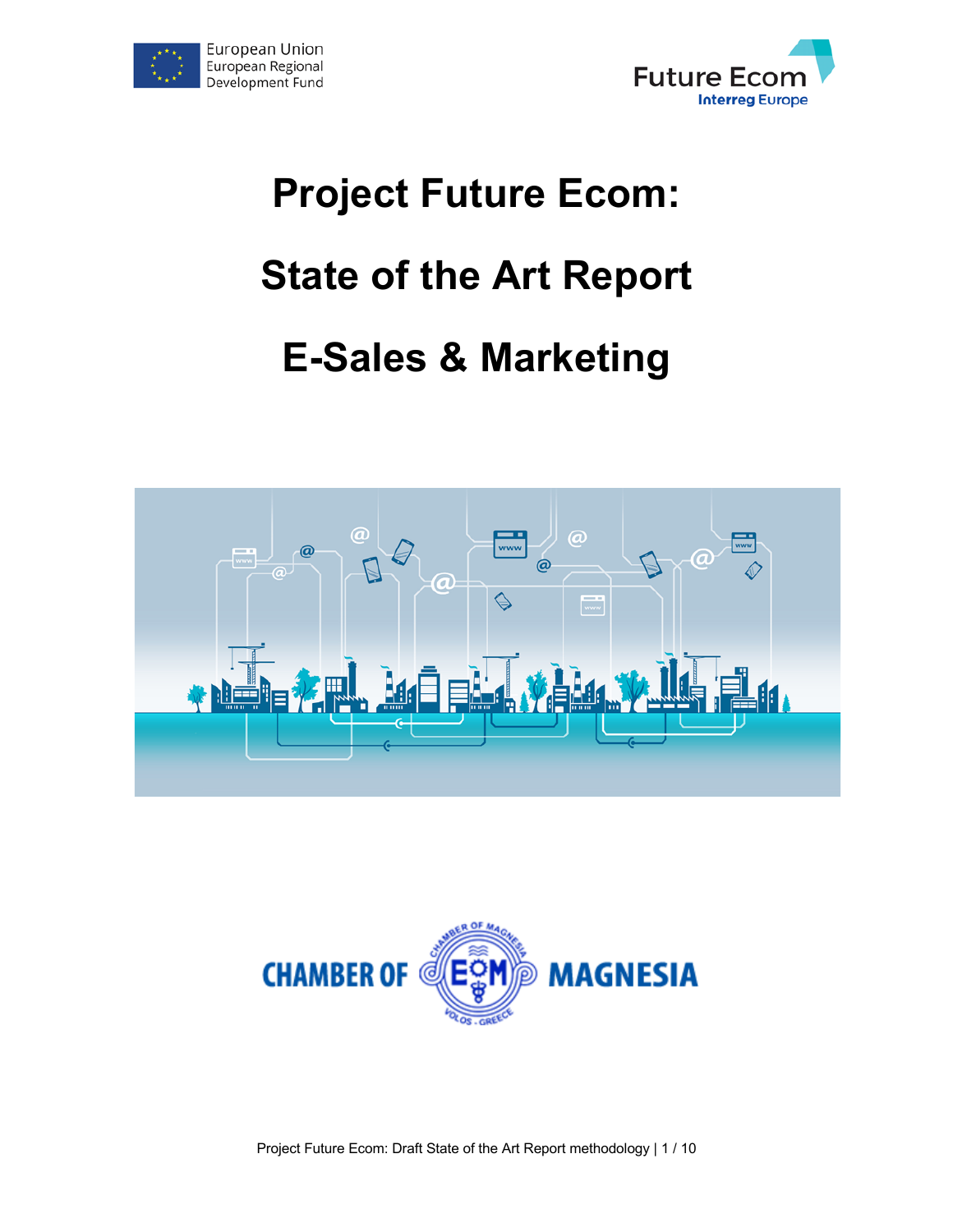European Union
European Regional Development Fund

Future Ecom
Interreg Europe

# Project Future Ecom:

# State of the Art Report

# E-Sales & Marketing

CHAMBER OF MAGNESIA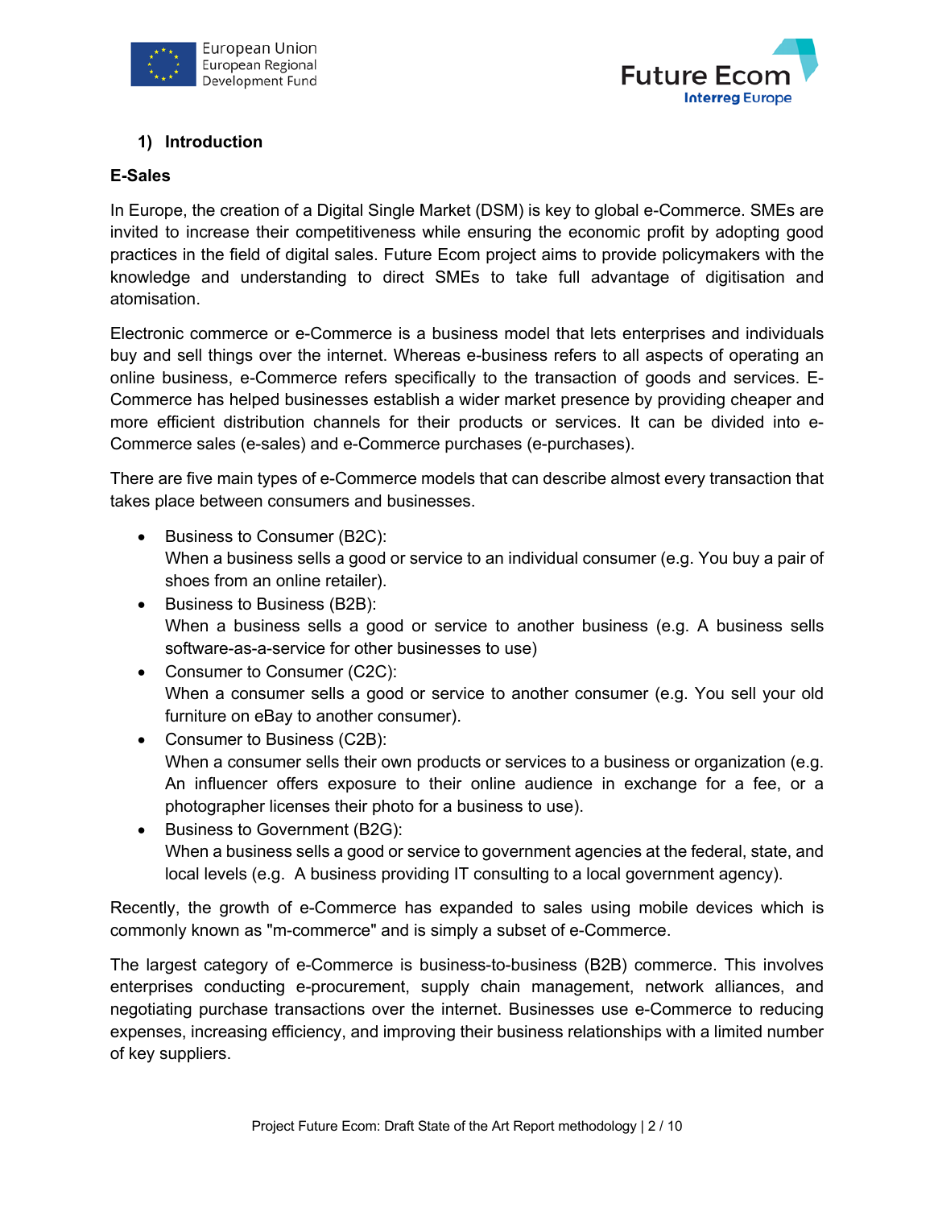## 1) Introduction

### E-Sales

In Europe, the creation of a Digital Single Market (DSM) is key to global e-Commerce. SMEs are invited to increase their competitiveness while ensuring the economic profit by adopting good practices in the field of digital sales. Future Ecom project aims to provide policymakers with the knowledge and understanding to direct SMEs to take full advantage of digitisation and atomisation.

Electronic commerce or e-Commerce is a business model that lets enterprises and individuals buy and sell things over the internet. Whereas e-business refers to all aspects of operating an online business, e-Commerce refers specifically to the transaction of goods and services. E-Commerce has helped businesses establish a wider market presence by providing cheaper and more efficient distribution channels for their products or services. It can be divided into e-Commerce sales (e-sales) and e-Commerce purchases (e-purchases).

There are five main types of e-Commerce models that can describe almost every transaction that takes place between consumers and businesses.

- Business to Consumer (B2C):
  When a business sells a good or service to an individual consumer (e.g. You buy a pair of shoes from an online retailer).
- Business to Business (B2B):
  When a business sells a good or service to another business (e.g. A business sells software-as-a-service for other businesses to use)
- Consumer to Consumer (C2C):
  When a consumer sells a good or service to another consumer (e.g. You sell your old furniture on eBay to another consumer).
- Consumer to Business (C2B):
  When a consumer sells their own products or services to a business or organization (e.g. An influencer offers exposure to their online audience in exchange for a fee, or a photographer licenses their photo for a business to use).
- Business to Government (B2G):
  When a business sells a good or service to government agencies at the federal, state, and local levels (e.g. A business providing IT consulting to a local government agency).

Recently, the growth of e-Commerce has expanded to sales using mobile devices which is commonly known as "m-commerce" and is simply a subset of e-Commerce.

The largest category of e-Commerce is business-to-business (B2B) commerce. This involves enterprises conducting e-procurement, supply chain management, network alliances, and negotiating purchase transactions over the internet. Businesses use e-Commerce to reducing expenses, increasing efficiency, and improving their business relationships with a limited number of key suppliers.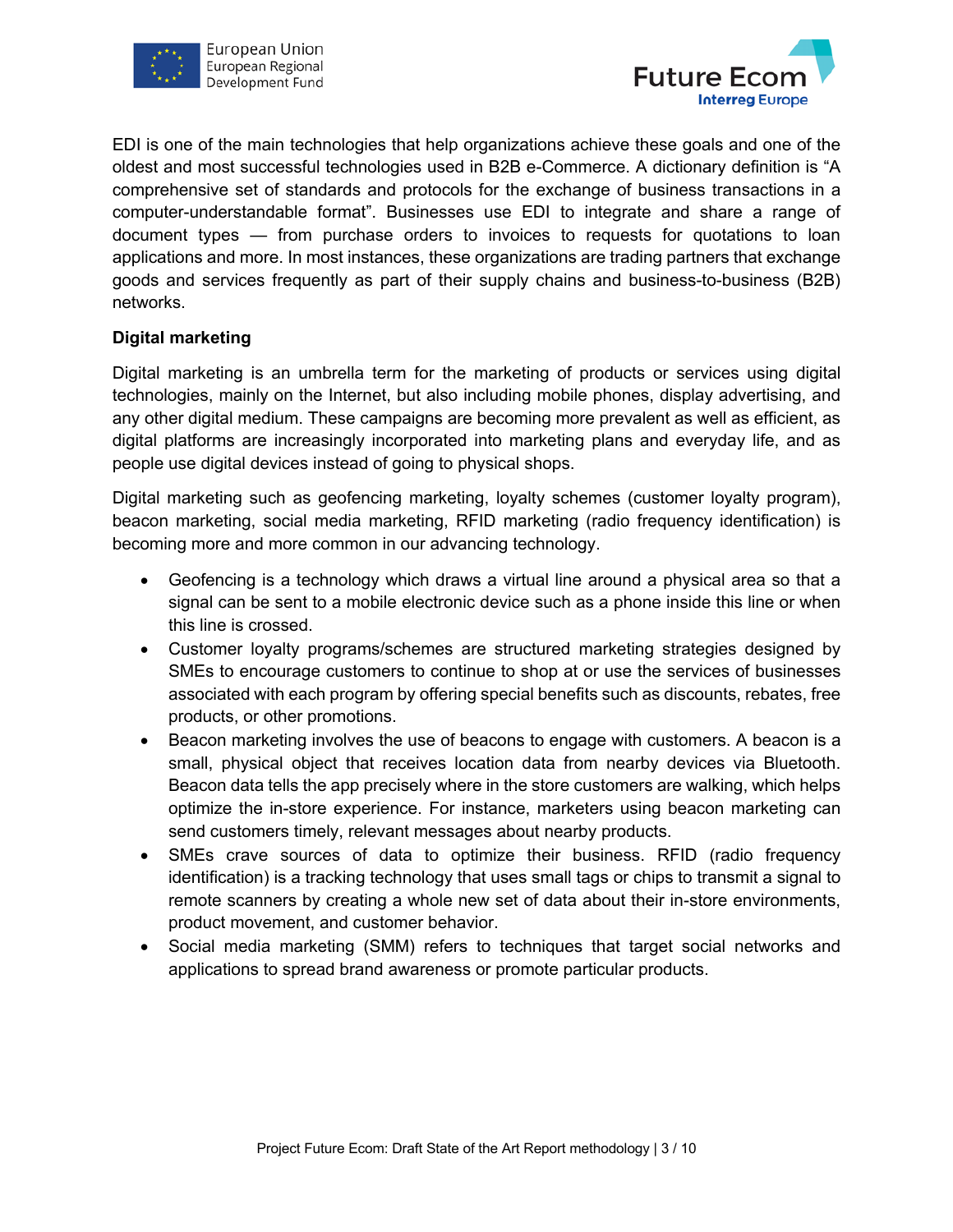EDI is one of the main technologies that help organizations achieve these goals and one of the oldest and most successful technologies used in B2B e-Commerce. A dictionary definition is "A comprehensive set of standards and protocols for the exchange of business transactions in a computer-understandable format". Businesses use EDI to integrate and share a range of document types — from purchase orders to invoices to requests for quotations to loan applications and more. In most instances, these organizations are trading partners that exchange goods and services frequently as part of their supply chains and business-to-business (B2B) networks.

**Digital marketing**

Digital marketing is an umbrella term for the marketing of products or services using digital technologies, mainly on the Internet, but also including mobile phones, display advertising, and any other digital medium. These campaigns are becoming more prevalent as well as efficient, as digital platforms are increasingly incorporated into marketing plans and everyday life, and as people use digital devices instead of going to physical shops.

Digital marketing such as geofencing marketing, loyalty schemes (customer loyalty program), beacon marketing, social media marketing, RFID marketing (radio frequency identification) is becoming more and more common in our advancing technology.

- Geofencing is a technology which draws a virtual line around a physical area so that a signal can be sent to a mobile electronic device such as a phone inside this line or when this line is crossed.
- Customer loyalty programs/schemes are structured marketing strategies designed by SMEs to encourage customers to continue to shop at or use the services of businesses associated with each program by offering special benefits such as discounts, rebates, free products, or other promotions.
- Beacon marketing involves the use of beacons to engage with customers. A beacon is a small, physical object that receives location data from nearby devices via Bluetooth. Beacon data tells the app precisely where in the store customers are walking, which helps optimize the in-store experience. For instance, marketers using beacon marketing can send customers timely, relevant messages about nearby products.
- SMEs crave sources of data to optimize their business. RFID (radio frequency identification) is a tracking technology that uses small tags or chips to transmit a signal to remote scanners by creating a whole new set of data about their in-store environments, product movement, and customer behavior.
- Social media marketing (SMM) refers to techniques that target social networks and applications to spread brand awareness or promote particular products.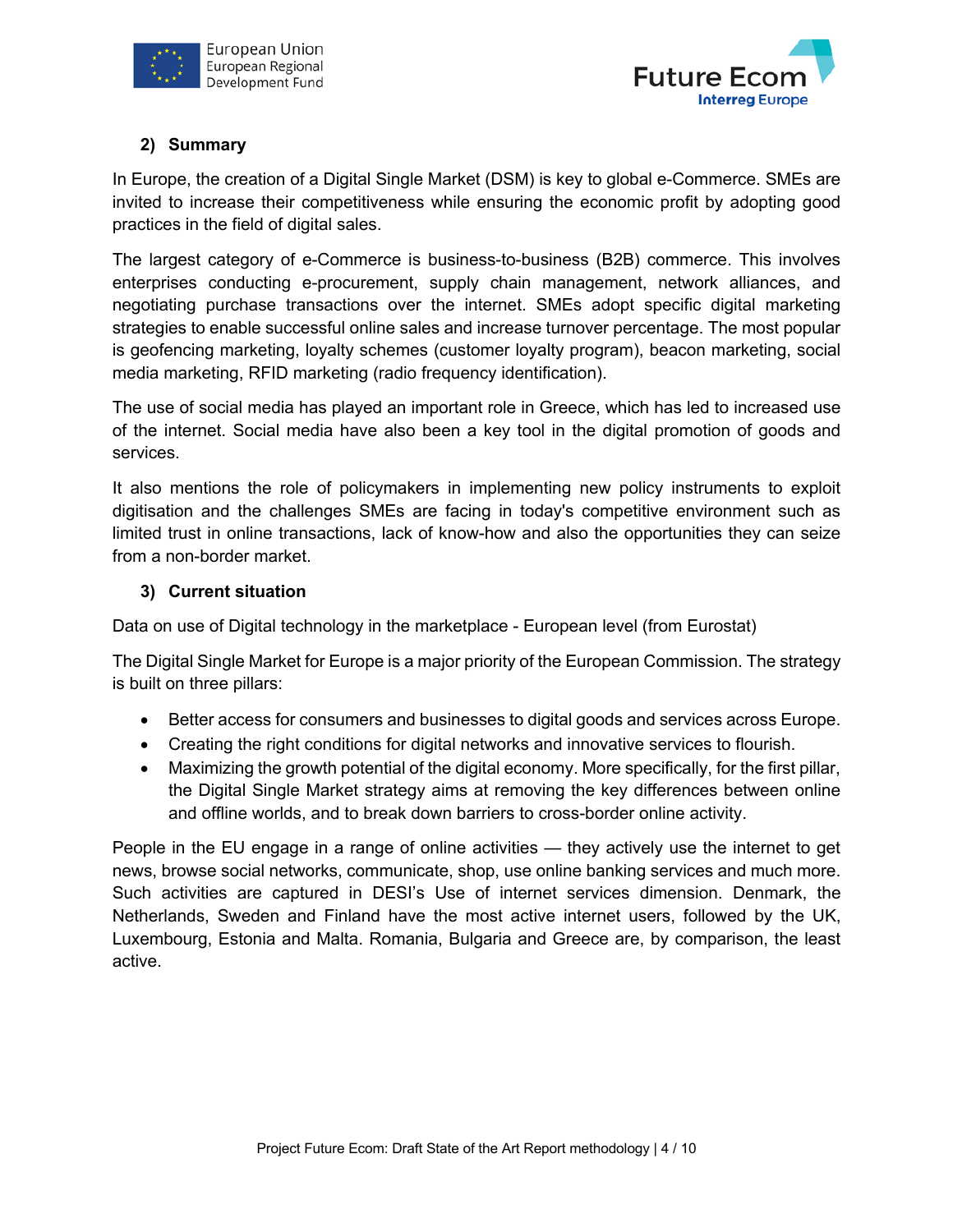## 2) Summary

In Europe, the creation of a Digital Single Market (DSM) is key to global e-Commerce. SMEs are invited to increase their competitiveness while ensuring the economic profit by adopting good practices in the field of digital sales.

The largest category of e-Commerce is business-to-business (B2B) commerce. This involves enterprises conducting e-procurement, supply chain management, network alliances, and negotiating purchase transactions over the internet. SMEs adopt specific digital marketing strategies to enable successful online sales and increase turnover percentage. The most popular is geofencing marketing, loyalty schemes (customer loyalty program), beacon marketing, social media marketing, RFID marketing (radio frequency identification).

The use of social media has played an important role in Greece, which has led to increased use of the internet. Social media have also been a key tool in the digital promotion of goods and services.

It also mentions the role of policymakers in implementing new policy instruments to exploit digitisation and the challenges SMEs are facing in today's competitive environment such as limited trust in online transactions, lack of know-how and also the opportunities they can seize from a non-border market.

## 3) Current situation

Data on use of Digital technology in the marketplace - European level (from Eurostat)

The Digital Single Market for Europe is a major priority of the European Commission. The strategy is built on three pillars:

- Better access for consumers and businesses to digital goods and services across Europe.
- Creating the right conditions for digital networks and innovative services to flourish.
- Maximizing the growth potential of the digital economy. More specifically, for the first pillar, the Digital Single Market strategy aims at removing the key differences between online and offline worlds, and to break down barriers to cross-border online activity.

People in the EU engage in a range of online activities — they actively use the internet to get news, browse social networks, communicate, shop, use online banking services and much more. Such activities are captured in DESI's Use of internet services dimension. Denmark, the Netherlands, Sweden and Finland have the most active internet users, followed by the UK, Luxembourg, Estonia and Malta. Romania, Bulgaria and Greece are, by comparison, the least active.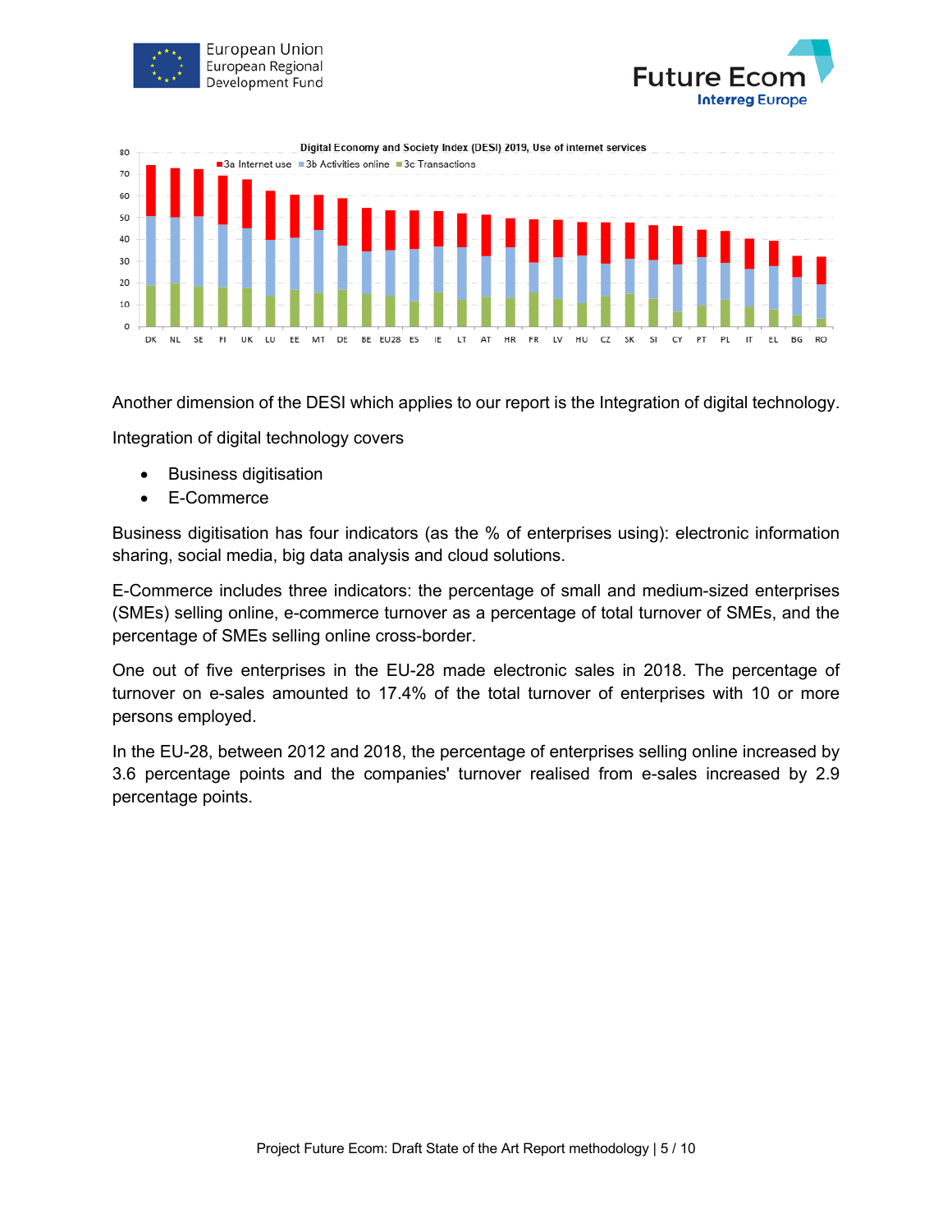Another dimension of the DESI which applies to our report is the Integration of digital technology.

Integration of digital technology covers

- Business digitisation
- E-Commerce

Business digitisation has four indicators (as the % of enterprises using): electronic information sharing, social media, big data analysis and cloud solutions.

E-Commerce includes three indicators: the percentage of small and medium-sized enterprises (SMEs) selling online, e-commerce turnover as a percentage of total turnover of SMEs, and the percentage of SMEs selling online cross-border.

One out of five enterprises in the EU-28 made electronic sales in 2018. The percentage of turnover on e-sales amounted to 17.4% of the total turnover of enterprises with 10 or more persons employed.

In the EU-28, between 2012 and 2018, the percentage of enterprises selling online increased by 3.6 percentage points and the companies' turnover realised from e-sales increased by 2.9 percentage points.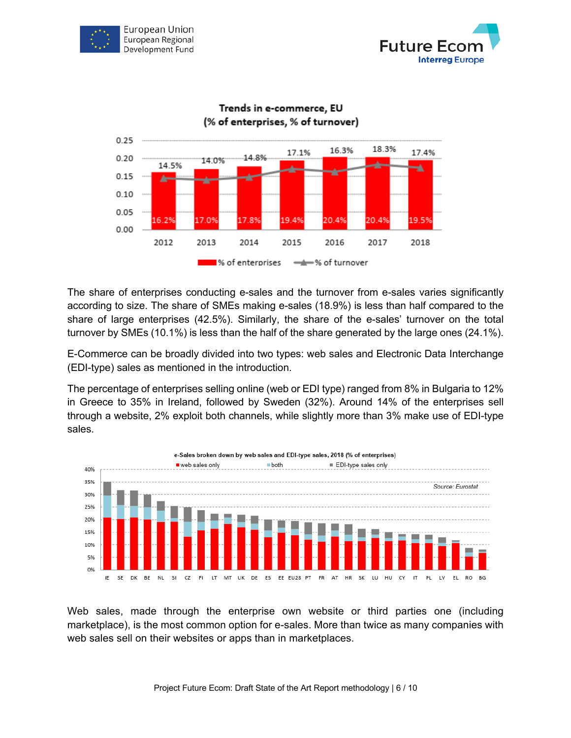**Trends in e-commerce, EU**
**(% of enterprises, % of turnover)**

| | 2012 | 2013 | 2014 | 2015 | 2016 | 2017 | 2018 |
|---|---|---|---|---|---|---|---|
| % of enterprises | 16.2% | 17.0% | 17.8% | 19.4% | 20.4% | 20.4% | 19.5% |
| % of turnover | 14.5% | 14.0% | 14.8% | 17.1% | 16.3% | 18.3% | 17.4% |

The share of enterprises conducting e-sales and the turnover from e-sales varies significantly according to size. The share of SMEs making e-sales (18.9%) is less than half compared to the share of large enterprises (42.5%). Similarly, the share of the e-sales' turnover on the total turnover by SMEs (10.1%) is less than the half of the share generated by the large ones (24.1%).

E-Commerce can be broadly divided into two types: web sales and Electronic Data Interchange (EDI-type) sales as mentioned in the introduction.

The percentage of enterprises selling online (web or EDI type) ranged from 8% in Bulgaria to 12% in Greece to 35% in Ireland, followed by Sweden (32%). Around 14% of the enterprises sell through a website, 2% exploit both channels, while slightly more than 3% make use of EDI-type sales.

**e-Sales broken down by web sales and EDI-type sales, 2018 (% of enterprises)**

Legend: web sales only, both, EDI-type sales only

Countries: IE, SE, DK, BE, NL, SI, CZ, FI, LT, MT, UK, DE, ES, EE, EU28, PT, FR, AT, HR, SK, LU, HU, CY, IT, PL, LV, EL, RO, BG

*Source: Eurostat*

Web sales, made through the enterprise own website or third parties one (including marketplace), is the most common option for e-sales. More than twice as many companies with web sales sell on their websites or apps than in marketplaces.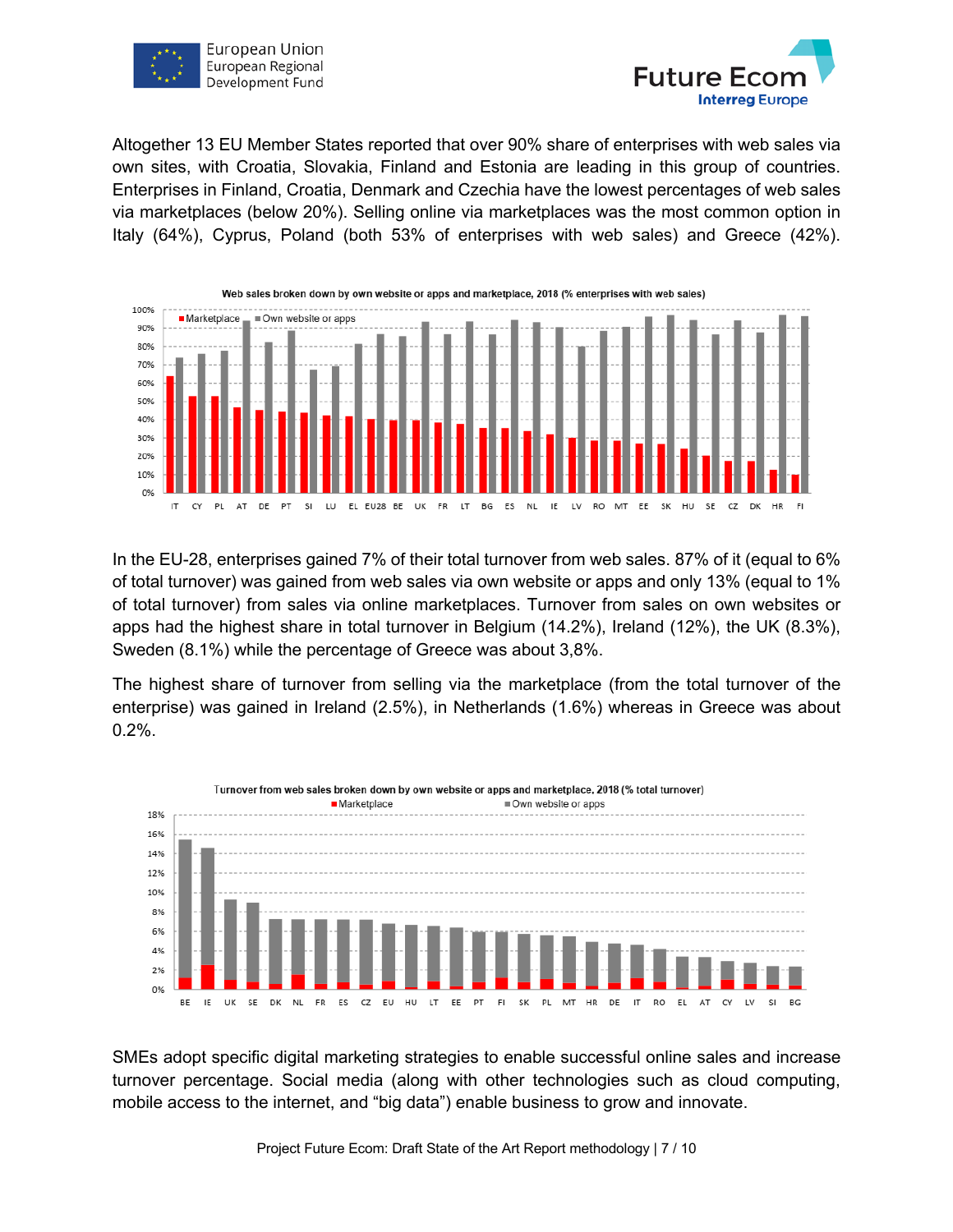Altogether 13 EU Member States reported that over 90% share of enterprises with web sales via own sites, with Croatia, Slovakia, Finland and Estonia are leading in this group of countries. Enterprises in Finland, Croatia, Denmark and Czechia have the lowest percentages of web sales via marketplaces (below 20%). Selling online via marketplaces was the most common option in Italy (64%), Cyprus, Poland (both 53% of enterprises with web sales) and Greece (42%).

Web sales broken down by own website or apps and marketplace, 2018 (% enterprises with web sales)

In the EU-28, enterprises gained 7% of their total turnover from web sales. 87% of it (equal to 6% of total turnover) was gained from web sales via own website or apps and only 13% (equal to 1% of total turnover) from sales via online marketplaces. Turnover from sales on own websites or apps had the highest share in total turnover in Belgium (14.2%), Ireland (12%), the UK (8.3%), Sweden (8.1%) while the percentage of Greece was about 3,8%.

The highest share of turnover from selling via the marketplace (from the total turnover of the enterprise) was gained in Ireland (2.5%), in Netherlands (1.6%) whereas in Greece was about 0.2%.

Turnover from web sales broken down by own website or apps and marketplace, 2018 (% total turnover)

SMEs adopt specific digital marketing strategies to enable successful online sales and increase turnover percentage. Social media (along with other technologies such as cloud computing, mobile access to the internet, and "big data") enable business to grow and innovate.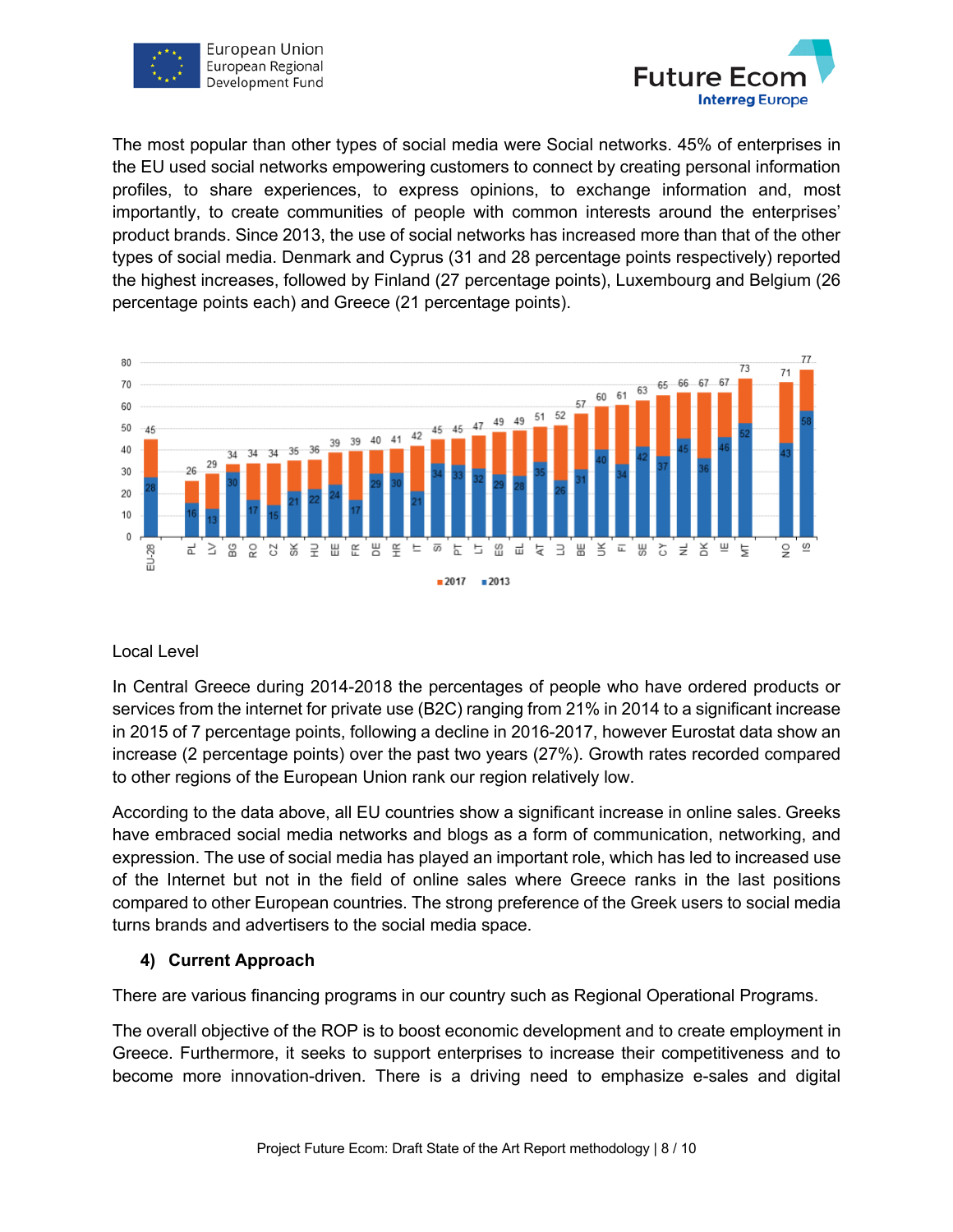The most popular than other types of social media were Social networks. 45% of enterprises in the EU used social networks empowering customers to connect by creating personal information profiles, to share experiences, to express opinions, to exchange information and, most importantly, to create communities of people with common interests around the enterprises' product brands. Since 2013, the use of social networks has increased more than that of the other types of social media. Denmark and Cyprus (31 and 28 percentage points respectively) reported the highest increases, followed by Finland (27 percentage points), Luxembourg and Belgium (26 percentage points each) and Greece (21 percentage points).

| Country | 2013 | 2017 |
| --- | --- | --- |
| EU-28 | 28 | 45 |
| PL | 16 | 26 |
| LV | 13 | 29 |
| BG | 30 | 34 |
| RO | 17 | 34 |
| CZ | 15 | 34 |
| SK | 21 | 35 |
| HU | 22 | 36 |
| EE | 24 | 39 |
| FR | 17 | 39 |
| DE | 29 | 40 |
| HR | 30 | 41 |
| IT | 21 | 42 |
| SI | 34 | 45 |
| PT | 33 | 45 |
| LT | 32 | 47 |
| ES | 29 | 49 |
| EL | 28 | 49 |
| AT | 35 | 51 |
| LU | 26 | 52 |
| BE | 31 | 57 |
| UK | 40 | 60 |
| FI | 34 | 61 |
| SE | 42 | 63 |
| CY | 37 | 65 |
| NL | 45 | 66 |
| DK | 36 | 67 |
| IE | 46 | 67 |
| MT | 52 | 73 |
| NO | 43 | 71 |
| IS | 58 | 77 |

Local Level

In Central Greece during 2014-2018 the percentages of people who have ordered products or services from the internet for private use (B2C) ranging from 21% in 2014 to a significant increase in 2015 of 7 percentage points, following a decline in 2016-2017, however Eurostat data show an increase (2 percentage points) over the past two years (27%). Growth rates recorded compared to other regions of the European Union rank our region relatively low.

According to the data above, all EU countries show a significant increase in online sales. Greeks have embraced social media networks and blogs as a form of communication, networking, and expression. The use of social media has played an important role, which has led to increased use of the Internet but not in the field of online sales where Greece ranks in the last positions compared to other European countries. The strong preference of the Greek users to social media turns brands and advertisers to the social media space.

### 4) Current Approach

There are various financing programs in our country such as Regional Operational Programs.

The overall objective of the ROP is to boost economic development and to create employment in Greece. Furthermore, it seeks to support enterprises to increase their competitiveness and to become more innovation-driven. There is a driving need to emphasize e-sales and digital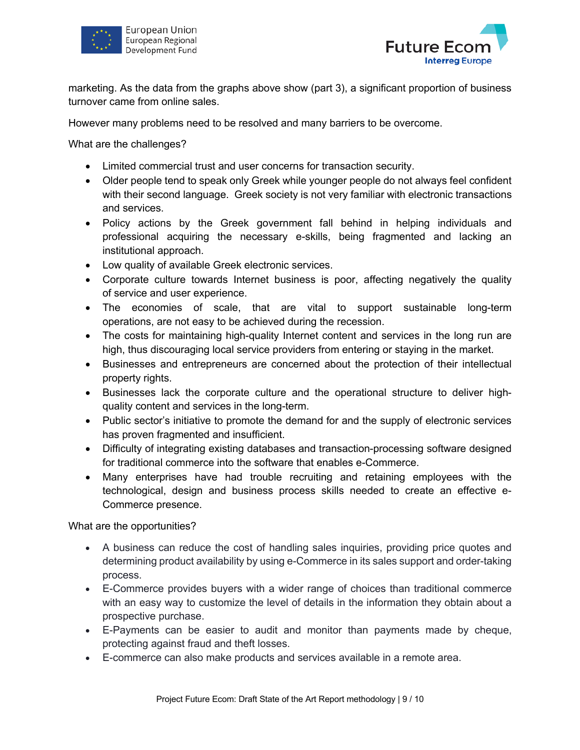marketing. As the data from the graphs above show (part 3), a significant proportion of business turnover came from online sales.

However many problems need to be resolved and many barriers to be overcome.

What are the challenges?

- Limited commercial trust and user concerns for transaction security.
- Older people tend to speak only Greek while younger people do not always feel confident with their second language. Greek society is not very familiar with electronic transactions and services.
- Policy actions by the Greek government fall behind in helping individuals and professional acquiring the necessary e-skills, being fragmented and lacking an institutional approach.
- Low quality of available Greek electronic services.
- Corporate culture towards Internet business is poor, affecting negatively the quality of service and user experience.
- The economies of scale, that are vital to support sustainable long-term operations, are not easy to be achieved during the recession.
- The costs for maintaining high-quality Internet content and services in the long run are high, thus discouraging local service providers from entering or staying in the market.
- Businesses and entrepreneurs are concerned about the protection of their intellectual property rights.
- Businesses lack the corporate culture and the operational structure to deliver high-quality content and services in the long-term.
- Public sector's initiative to promote the demand for and the supply of electronic services has proven fragmented and insufficient.
- Difficulty of integrating existing databases and transaction-processing software designed for traditional commerce into the software that enables e-Commerce.
- Many enterprises have had trouble recruiting and retaining employees with the technological, design and business process skills needed to create an effective e-Commerce presence.

What are the opportunities?

- A business can reduce the cost of handling sales inquiries, providing price quotes and determining product availability by using e-Commerce in its sales support and order-taking process.
- E-Commerce provides buyers with a wider range of choices than traditional commerce with an easy way to customize the level of details in the information they obtain about a prospective purchase.
- E-Payments can be easier to audit and monitor than payments made by cheque, protecting against fraud and theft losses.
- E-commerce can also make products and services available in a remote area.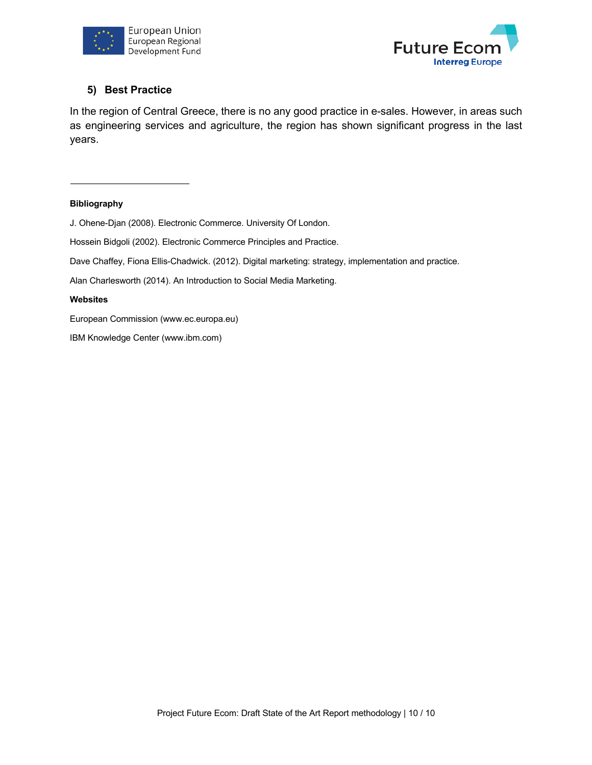## 5) Best Practice

In the region of Central Greece, there is no any good practice in e-sales. However, in areas such as engineering services and agriculture, the region has shown significant progress in the last years.

---

**Bibliography**

J. Ohene-Djan (2008). Electronic Commerce. University Of London.

Hossein Bidgoli (2002). Electronic Commerce Principles and Practice.

Dave Chaffey, Fiona Ellis-Chadwick. (2012). Digital marketing: strategy, implementation and practice.

Alan Charlesworth (2014). An Introduction to Social Media Marketing.

**Websites**

European Commission (www.ec.europa.eu)

IBM Knowledge Center (www.ibm.com)